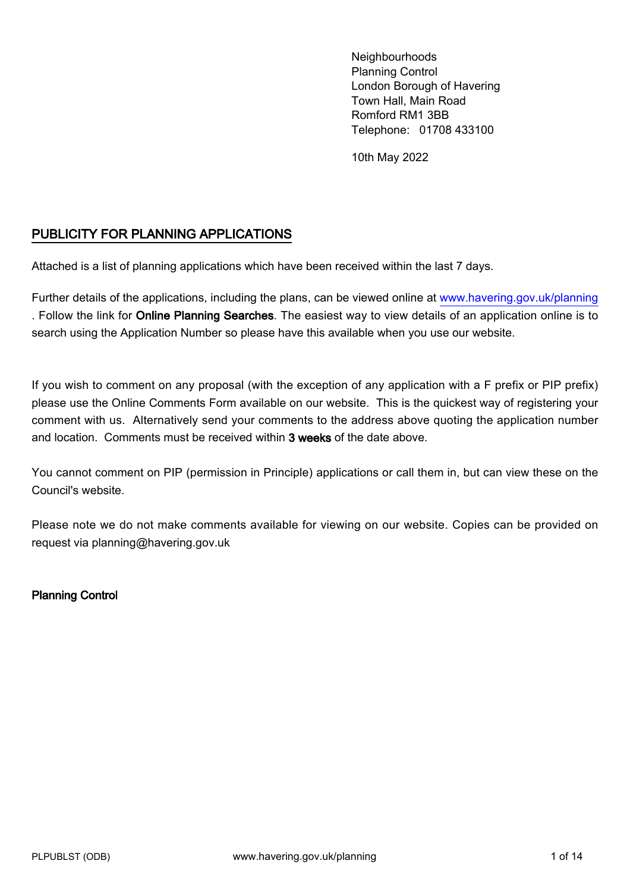Neighbourhoods
Planning Control
London Borough of Havering
Town Hall, Main Road
Romford RM1 3BB
Telephone: 01708 433100

10th May 2022

## PUBLICITY FOR PLANNING APPLICATIONS

Attached is a list of planning applications which have been received within the last 7 days.

Further details of the applications, including the plans, can be viewed online at www.havering.gov.uk/planning . Follow the link for **Online Planning Searches**. The easiest way to view details of an application online is to search using the Application Number so please have this available when you use our website.

If you wish to comment on any proposal (with the exception of any application with a F prefix or PIP prefix) please use the Online Comments Form available on our website. This is the quickest way of registering your comment with us. Alternatively send your comments to the address above quoting the application number and location. Comments must be received within **3 weeks** of the date above.

You cannot comment on PIP (permission in Principle) applications or call them in, but can view these on the Council's website.

Please note we do not make comments available for viewing on our website. Copies can be provided on request via planning@havering.gov.uk

**Planning Control**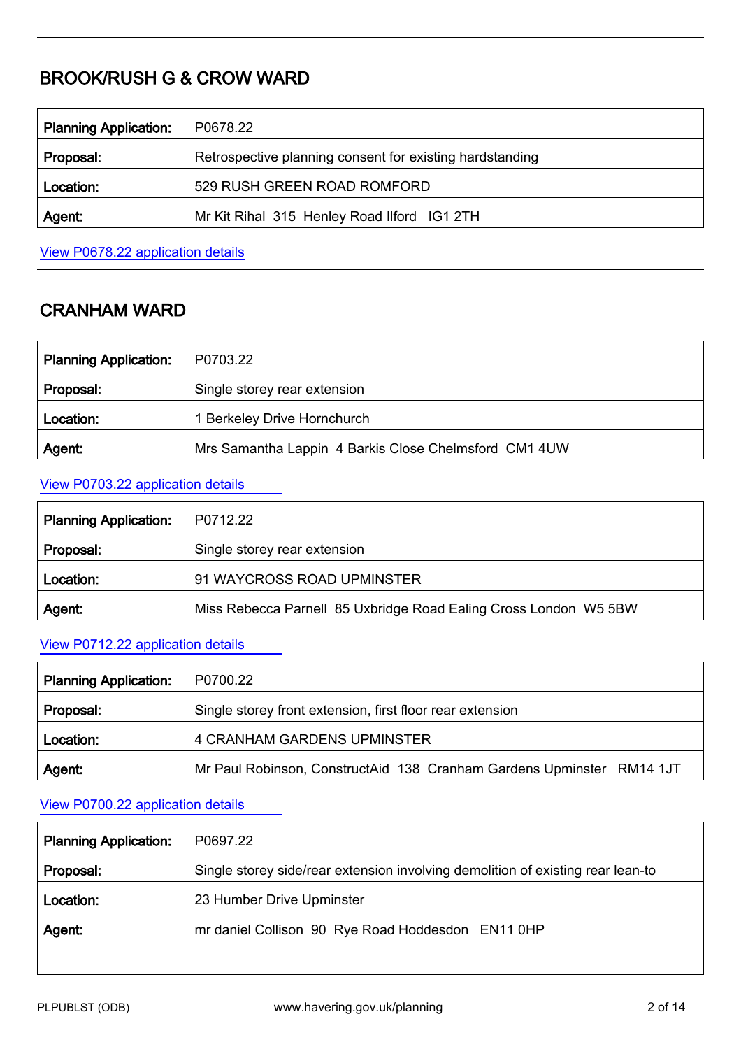## BROOK/RUSH G & CROW WARD

| Planning Application: | P0678.22 |
|---|---|
| Proposal: | Retrospective planning consent for existing hardstanding |
| Location: | 529 RUSH GREEN ROAD ROMFORD |
| Agent: | Mr Kit Rihal 315 Henley Road Ilford IG1 2TH |

View P0678.22 application details

## CRANHAM WARD

| Planning Application: | P0703.22 |
|---|---|
| Proposal: | Single storey rear extension |
| Location: | 1 Berkeley Drive Hornchurch |
| Agent: | Mrs Samantha Lappin 4 Barkis Close Chelmsford CM1 4UW |

View P0703.22 application details

| Planning Application: | P0712.22 |
|---|---|
| Proposal: | Single storey rear extension |
| Location: | 91 WAYCROSS ROAD UPMINSTER |
| Agent: | Miss Rebecca Parnell 85 Uxbridge Road Ealing Cross London W5 5BW |

View P0712.22 application details

| Planning Application: | P0700.22 |
|---|---|
| Proposal: | Single storey front extension, first floor rear extension |
| Location: | 4 CRANHAM GARDENS UPMINSTER |
| Agent: | Mr Paul Robinson, ConstructAid 138 Cranham Gardens Upminster RM14 1JT |

View P0700.22 application details

| Planning Application: | P0697.22 |
|---|---|
| Proposal: | Single storey side/rear extension involving demolition of existing rear lean-to |
| Location: | 23 Humber Drive Upminster |
| Agent: | mr daniel Collison 90 Rye Road Hoddesdon EN11 0HP |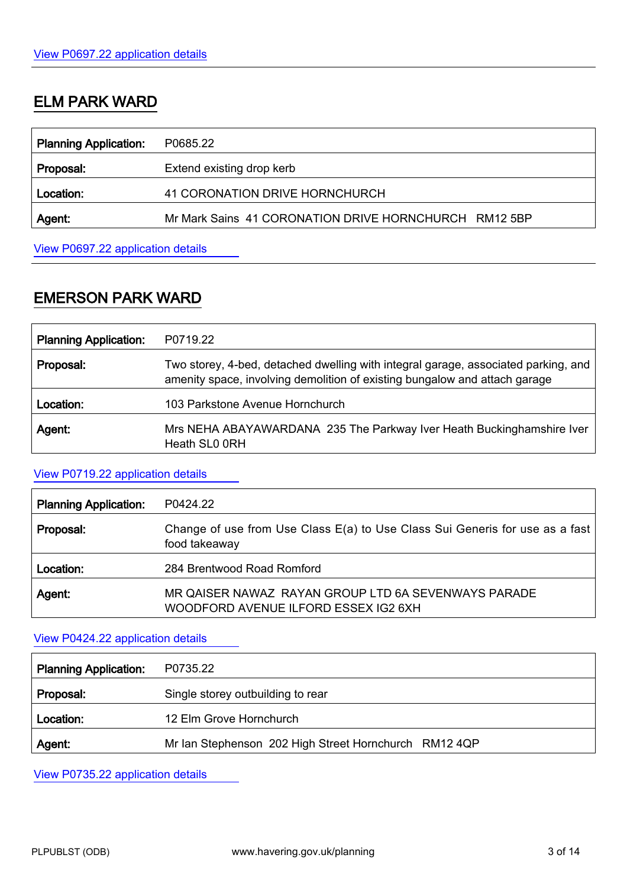[View P0697.22 application details]

## ELM PARK WARD

| | |
|---|---|
| **Planning Application:** | P0685.22 |
| **Proposal:** | Extend existing drop kerb |
| **Location:** | 41 CORONATION DRIVE HORNCHURCH |
| **Agent:** | Mr Mark Sains 41 CORONATION DRIVE HORNCHURCH RM12 5BP |

[View P0697.22 application details]

## EMERSON PARK WARD

| | |
|---|---|
| **Planning Application:** | P0719.22 |
| **Proposal:** | Two storey, 4-bed, detached dwelling with integral garage, associated parking, and amenity space, involving demolition of existing bungalow and attach garage |
| **Location:** | 103 Parkstone Avenue Hornchurch |
| **Agent:** | Mrs NEHA ABAYAWARDANA 235 The Parkway Iver Heath Buckinghamshire Iver Heath SL0 0RH |

[View P0719.22 application details]

| | |
|---|---|
| **Planning Application:** | P0424.22 |
| **Proposal:** | Change of use from Use Class E(a) to Use Class Sui Generis for use as a fast food takeaway |
| **Location:** | 284 Brentwood Road Romford |
| **Agent:** | MR QAISER NAWAZ RAYAN GROUP LTD 6A SEVENWAYS PARADE WOODFORD AVENUE ILFORD ESSEX IG2 6XH |

[View P0424.22 application details]

| | |
|---|---|
| **Planning Application:** | P0735.22 |
| **Proposal:** | Single storey outbuilding to rear |
| **Location:** | 12 Elm Grove Hornchurch |
| **Agent:** | Mr Ian Stephenson 202 High Street Hornchurch RM12 4QP |

[View P0735.22 application details]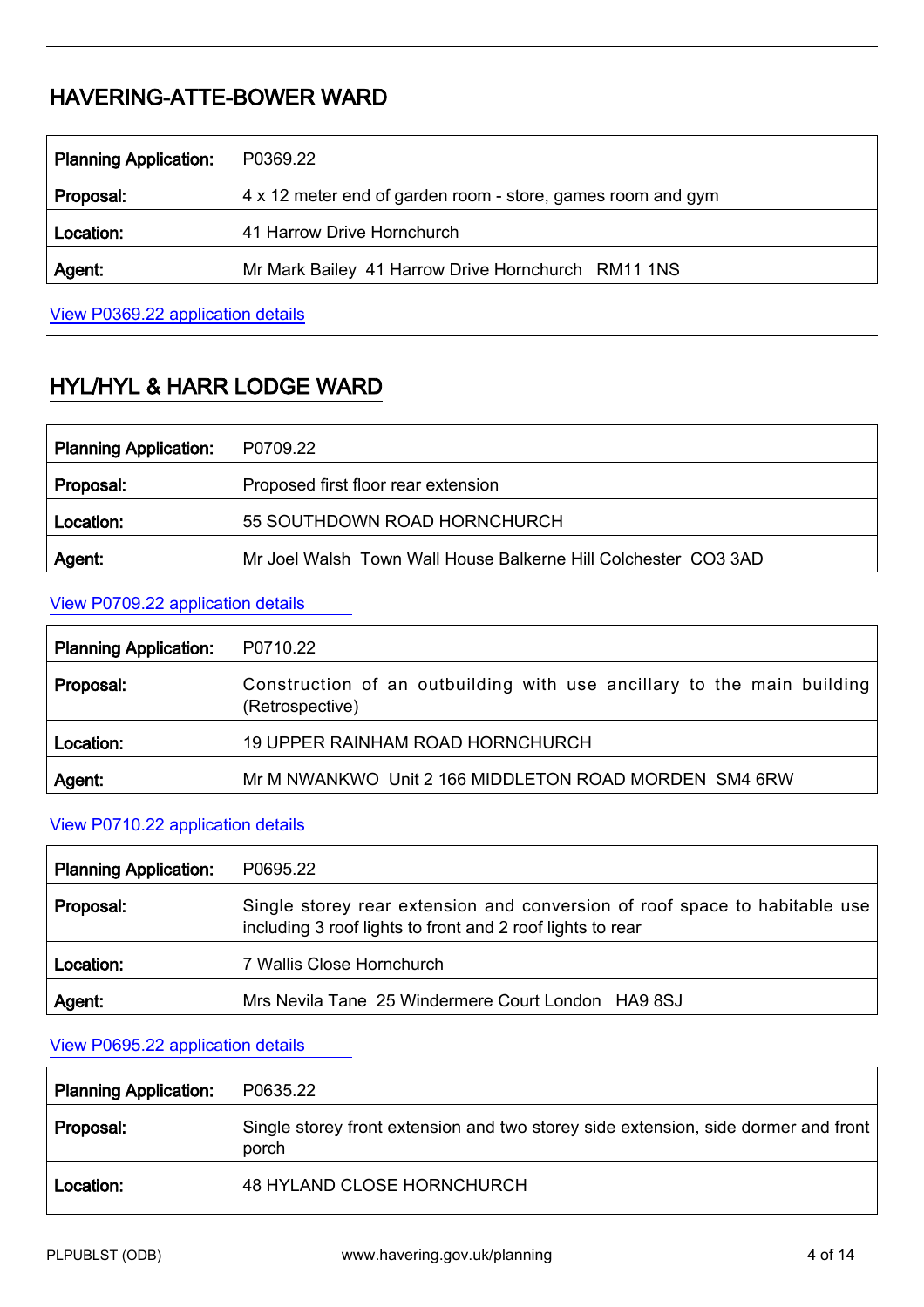## HAVERING-ATTE-BOWER WARD

| Planning Application: | P0369.22 |
|---|---|
| Proposal: | 4 x 12 meter end of garden room - store, games room and gym |
| Location: | 41 Harrow Drive Hornchurch |
| Agent: | Mr Mark Bailey 41 Harrow Drive Hornchurch RM11 1NS |

View P0369.22 application details

## HYL/HYL & HARR LODGE WARD

| Planning Application: | P0709.22 |
|---|---|
| Proposal: | Proposed first floor rear extension |
| Location: | 55 SOUTHDOWN ROAD HORNCHURCH |
| Agent: | Mr Joel Walsh Town Wall House Balkerne Hill Colchester CO3 3AD |

View P0709.22 application details

| Planning Application: | P0710.22 |
|---|---|
| Proposal: | Construction of an outbuilding with use ancillary to the main building (Retrospective) |
| Location: | 19 UPPER RAINHAM ROAD HORNCHURCH |
| Agent: | Mr M NWANKWO Unit 2 166 MIDDLETON ROAD MORDEN SM4 6RW |

View P0710.22 application details

| Planning Application: | P0695.22 |
|---|---|
| Proposal: | Single storey rear extension and conversion of roof space to habitable use including 3 roof lights to front and 2 roof lights to rear |
| Location: | 7 Wallis Close Hornchurch |
| Agent: | Mrs Nevila Tane 25 Windermere Court London HA9 8SJ |

View P0695.22 application details

| Planning Application: | P0635.22 |
|---|---|
| Proposal: | Single storey front extension and two storey side extension, side dormer and front porch |
| Location: | 48 HYLAND CLOSE HORNCHURCH |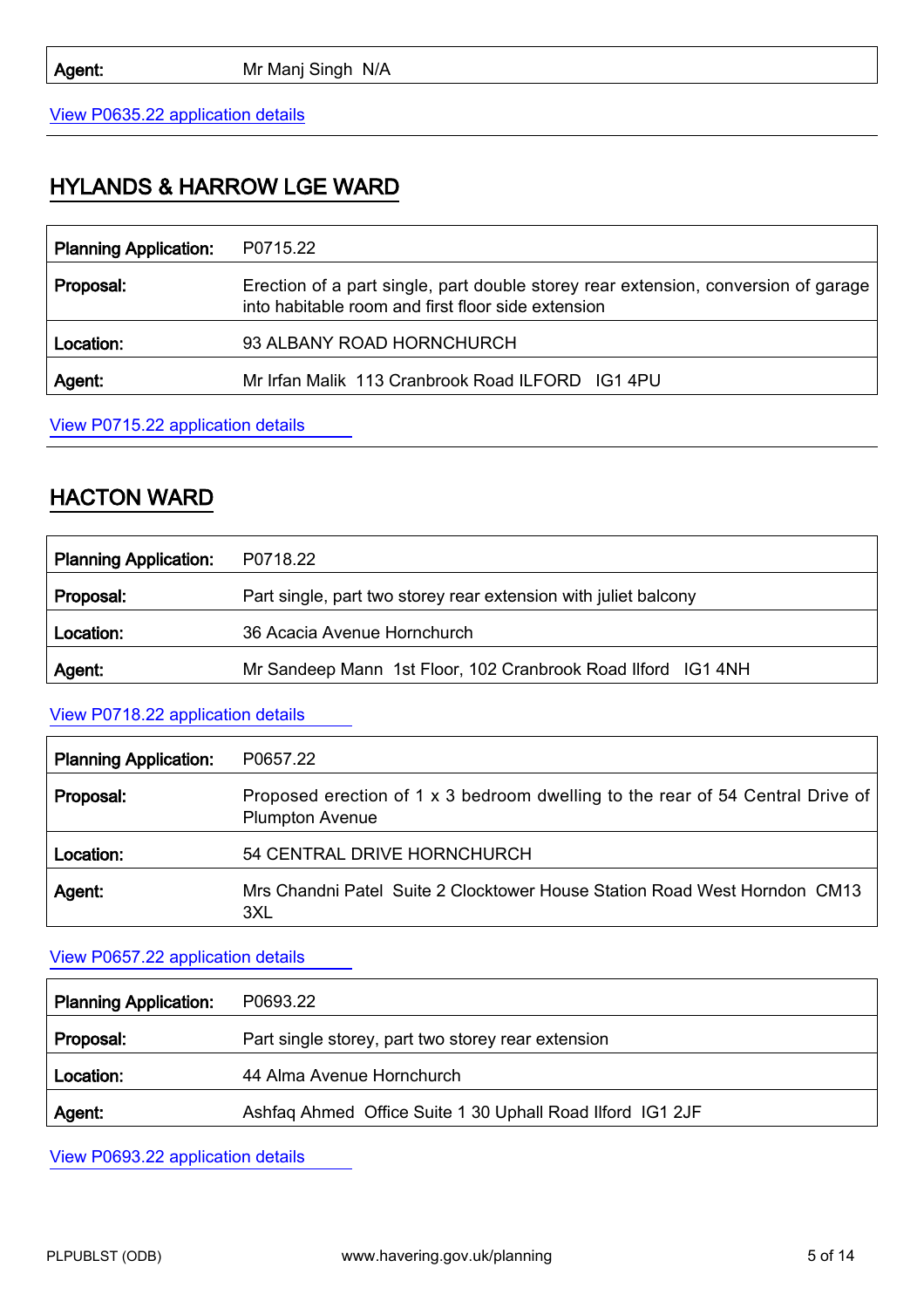| | |
|---|---|
| **Agent:** | Mr Manj Singh N/A |

View P0635.22 application details

## HYLANDS & HARROW LGE WARD

| | |
|---|---|
| **Planning Application:** | P0715.22 |
| **Proposal:** | Erection of a part single, part double storey rear extension, conversion of garage into habitable room and first floor side extension |
| **Location:** | 93 ALBANY ROAD HORNCHURCH |
| **Agent:** | Mr Irfan Malik 113 Cranbrook Road ILFORD IG1 4PU |

View P0715.22 application details

## HACTON WARD

| | |
|---|---|
| **Planning Application:** | P0718.22 |
| **Proposal:** | Part single, part two storey rear extension with juliet balcony |
| **Location:** | 36 Acacia Avenue Hornchurch |
| **Agent:** | Mr Sandeep Mann 1st Floor, 102 Cranbrook Road Ilford IG1 4NH |

View P0718.22 application details

| | |
|---|---|
| **Planning Application:** | P0657.22 |
| **Proposal:** | Proposed erection of 1 x 3 bedroom dwelling to the rear of 54 Central Drive of Plumpton Avenue |
| **Location:** | 54 CENTRAL DRIVE HORNCHURCH |
| **Agent:** | Mrs Chandni Patel Suite 2 Clocktower House Station Road West Horndon CM13 3XL |

View P0657.22 application details

| | |
|---|---|
| **Planning Application:** | P0693.22 |
| **Proposal:** | Part single storey, part two storey rear extension |
| **Location:** | 44 Alma Avenue Hornchurch |
| **Agent:** | Ashfaq Ahmed Office Suite 1 30 Uphall Road Ilford IG1 2JF |

View P0693.22 application details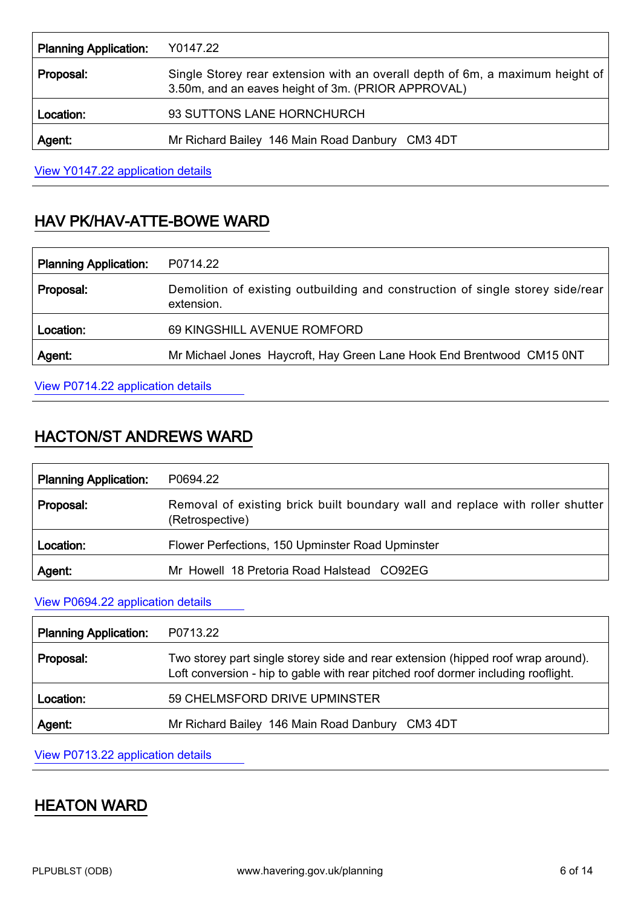| Planning Application: | Y0147.22 |
| --- | --- |
| Proposal: | Single Storey rear extension with an overall depth of 6m, a maximum height of 3.50m, and an eaves height of 3m. (PRIOR APPROVAL) |
| Location: | 93 SUTTONS LANE HORNCHURCH |
| Agent: | Mr Richard Bailey  146 Main Road Danbury   CM3 4DT |

View Y0147.22 application details

## HAV PK/HAV-ATTE-BOWE WARD

| Planning Application: | P0714.22 |
| --- | --- |
| Proposal: | Demolition of existing outbuilding and construction of single storey side/rear extension. |
| Location: | 69 KINGSHILL AVENUE ROMFORD |
| Agent: | Mr Michael Jones  Haycroft, Hay Green Lane Hook End Brentwood  CM15 0NT |

View P0714.22 application details

## HACTON/ST ANDREWS WARD

| Planning Application: | P0694.22 |
| --- | --- |
| Proposal: | Removal of existing brick built boundary wall and replace with roller shutter (Retrospective) |
| Location: | Flower Perfections, 150 Upminster Road Upminster |
| Agent: | Mr  Howell  18 Pretoria Road Halstead   CO92EG |

View P0694.22 application details

| Planning Application: | P0713.22 |
| --- | --- |
| Proposal: | Two storey part single storey side and rear extension (hipped roof wrap around). Loft conversion - hip to gable with rear pitched roof dormer including rooflight. |
| Location: | 59 CHELMSFORD DRIVE UPMINSTER |
| Agent: | Mr Richard Bailey  146 Main Road Danbury   CM3 4DT |

View P0713.22 application details

## HEATON WARD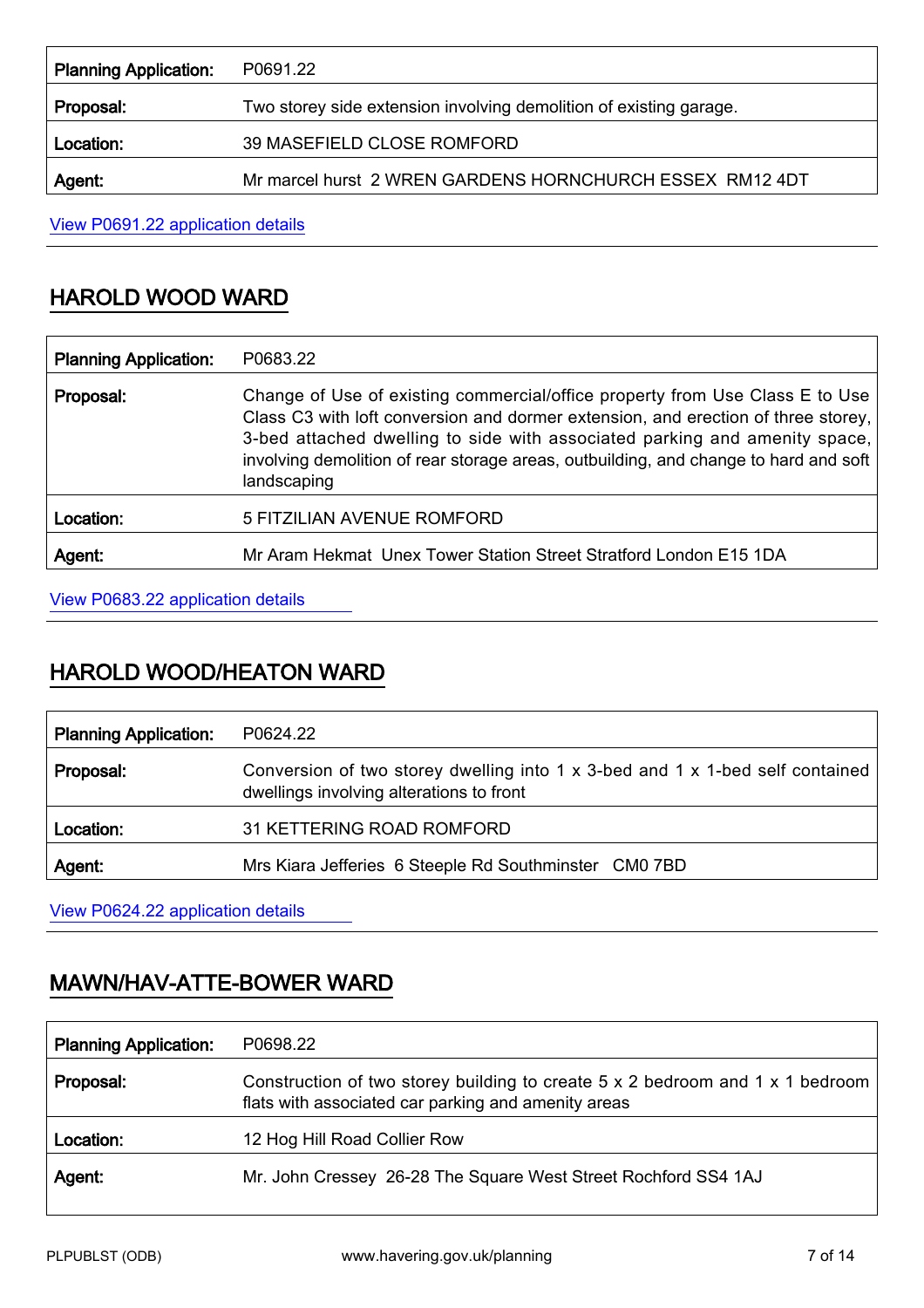| Planning Application: | P0691.22 |
| --- | --- |
| Proposal: | Two storey side extension involving demolition of existing garage. |
| Location: | 39 MASEFIELD CLOSE ROMFORD |
| Agent: | Mr marcel hurst 2 WREN GARDENS HORNCHURCH ESSEX RM12 4DT |

View P0691.22 application details

## HAROLD WOOD WARD

| Planning Application: | P0683.22 |
| --- | --- |
| Proposal: | Change of Use of existing commercial/office property from Use Class E to Use Class C3 with loft conversion and dormer extension, and erection of three storey, 3-bed attached dwelling to side with associated parking and amenity space, involving demolition of rear storage areas, outbuilding, and change to hard and soft landscaping |
| Location: | 5 FITZILIAN AVENUE ROMFORD |
| Agent: | Mr Aram Hekmat Unex Tower Station Street Stratford London E15 1DA |

View P0683.22 application details

## HAROLD WOOD/HEATON WARD

| Planning Application: | P0624.22 |
| --- | --- |
| Proposal: | Conversion of two storey dwelling into 1 x 3-bed and 1 x 1-bed self contained dwellings involving alterations to front |
| Location: | 31 KETTERING ROAD ROMFORD |
| Agent: | Mrs Kiara Jefferies 6 Steeple Rd Southminster CM0 7BD |

View P0624.22 application details

## MAWN/HAV-ATTE-BOWER WARD

| Planning Application: | P0698.22 |
| --- | --- |
| Proposal: | Construction of two storey building to create 5 x 2 bedroom and 1 x 1 bedroom flats with associated car parking and amenity areas |
| Location: | 12 Hog Hill Road Collier Row |
| Agent: | Mr. John Cressey 26-28 The Square West Street Rochford SS4 1AJ |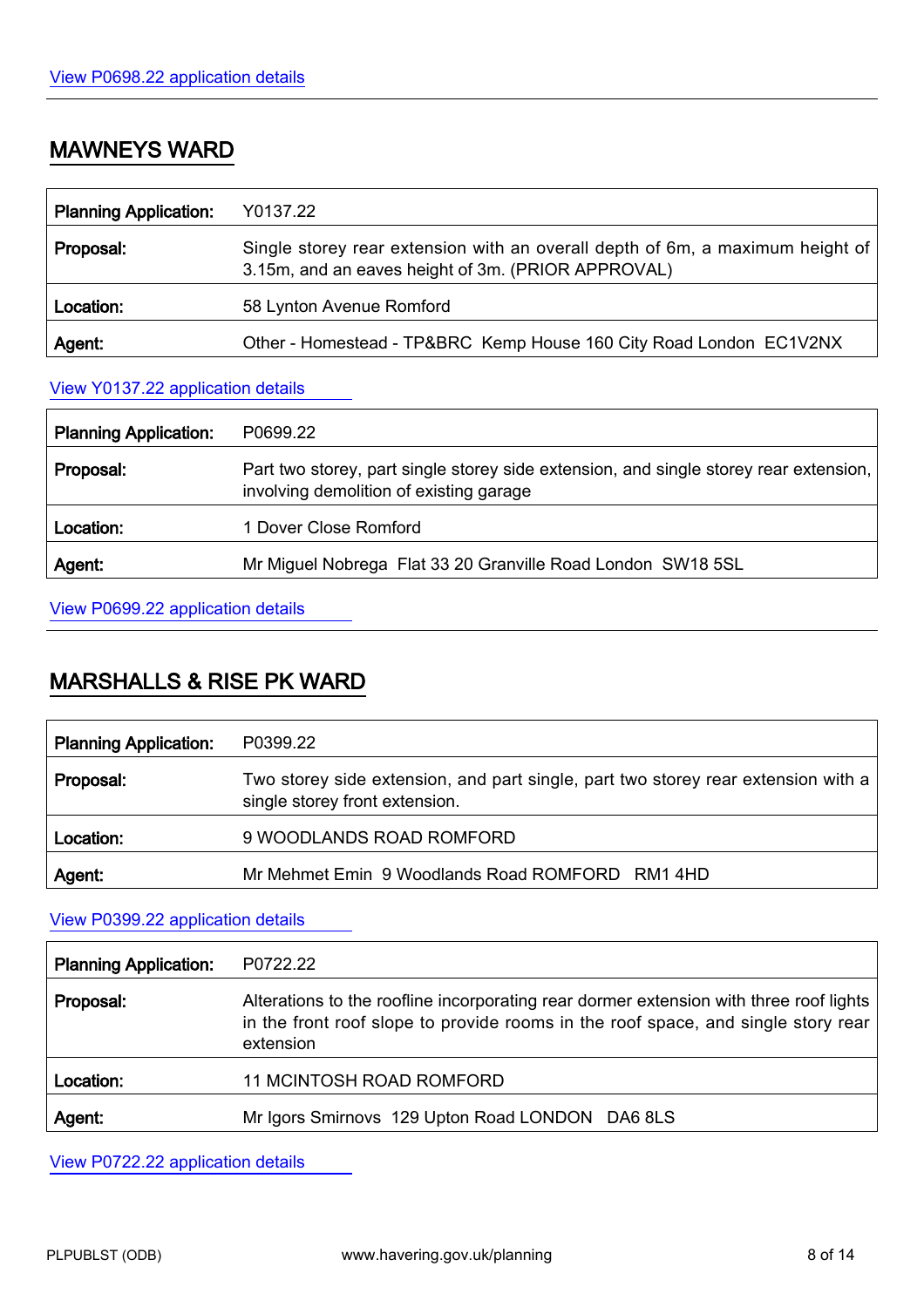[View P0698.22 application details]()

## MAWNEYS WARD

| | |
|---|---|
| **Planning Application:** | Y0137.22 |
| **Proposal:** | Single storey rear extension with an overall depth of 6m, a maximum height of 3.15m, and an eaves height of 3m. (PRIOR APPROVAL) |
| **Location:** | 58 Lynton Avenue Romford |
| **Agent:** | Other - Homestead - TP&BRC Kemp House 160 City Road London EC1V2NX |

[View Y0137.22 application details]()

| | |
|---|---|
| **Planning Application:** | P0699.22 |
| **Proposal:** | Part two storey, part single storey side extension, and single storey rear extension, involving demolition of existing garage |
| **Location:** | 1 Dover Close Romford |
| **Agent:** | Mr Miguel Nobrega Flat 33 20 Granville Road London SW18 5SL |

[View P0699.22 application details]()

## MARSHALLS & RISE PK WARD

| | |
|---|---|
| **Planning Application:** | P0399.22 |
| **Proposal:** | Two storey side extension, and part single, part two storey rear extension with a single storey front extension. |
| **Location:** | 9 WOODLANDS ROAD ROMFORD |
| **Agent:** | Mr Mehmet Emin 9 Woodlands Road ROMFORD RM1 4HD |

[View P0399.22 application details]()

| | |
|---|---|
| **Planning Application:** | P0722.22 |
| **Proposal:** | Alterations to the roofline incorporating rear dormer extension with three roof lights in the front roof slope to provide rooms in the roof space, and single story rear extension |
| **Location:** | 11 MCINTOSH ROAD ROMFORD |
| **Agent:** | Mr Igors Smirnovs 129 Upton Road LONDON DA6 8LS |

[View P0722.22 application details]()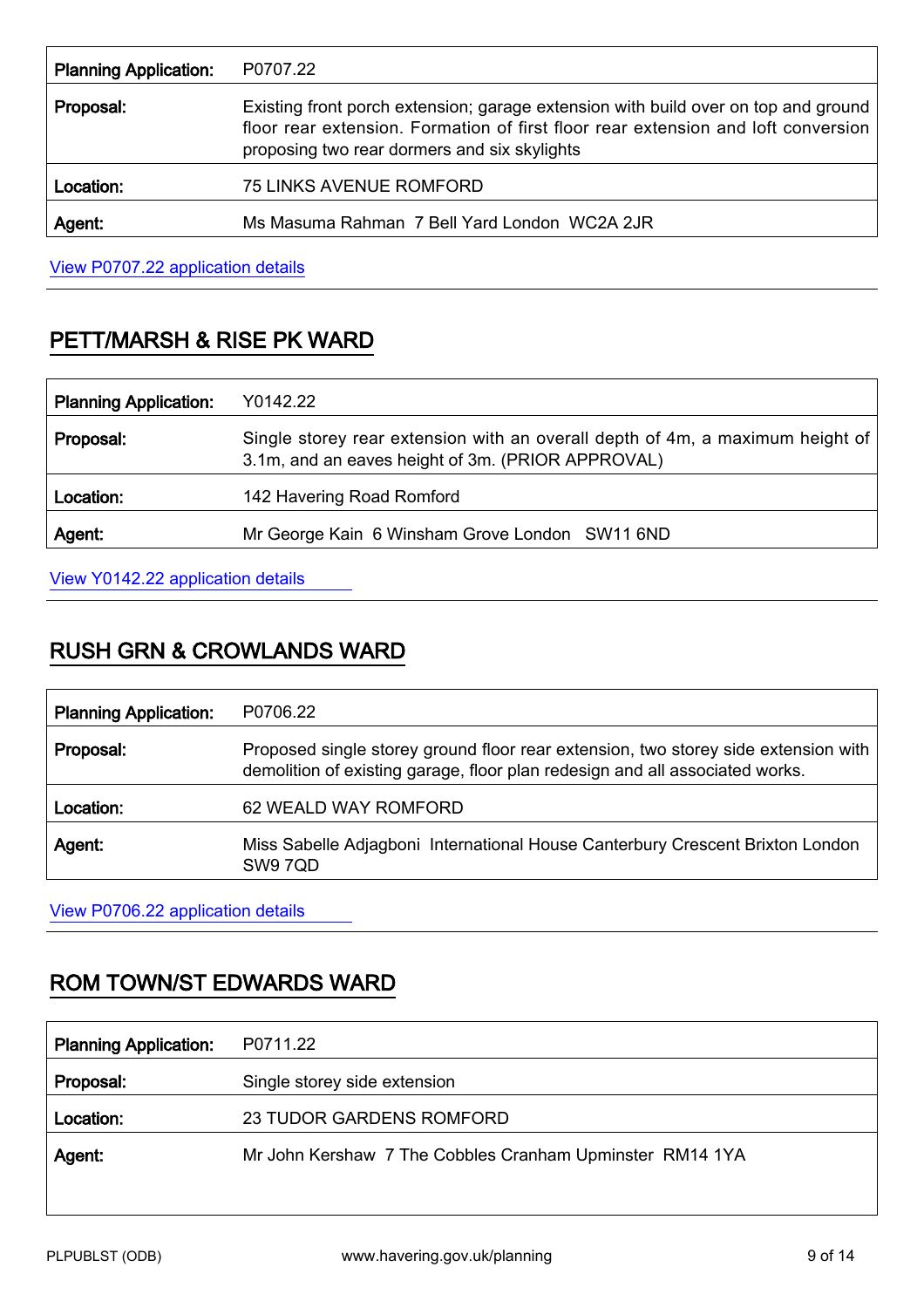| Planning Application: | P0707.22 |
|---|---|
| Proposal: | Existing front porch extension; garage extension with build over on top and ground floor rear extension. Formation of first floor rear extension and loft conversion proposing two rear dormers and six skylights |
| Location: | 75 LINKS AVENUE ROMFORD |
| Agent: | Ms Masuma Rahman 7 Bell Yard London WC2A 2JR |

View P0707.22 application details

## PETT/MARSH & RISE PK WARD

| Planning Application: | Y0142.22 |
|---|---|
| Proposal: | Single storey rear extension with an overall depth of 4m, a maximum height of 3.1m, and an eaves height of 3m. (PRIOR APPROVAL) |
| Location: | 142 Havering Road Romford |
| Agent: | Mr George Kain 6 Winsham Grove London SW11 6ND |

View Y0142.22 application details

## RUSH GRN & CROWLANDS WARD

| Planning Application: | P0706.22 |
|---|---|
| Proposal: | Proposed single storey ground floor rear extension, two storey side extension with demolition of existing garage, floor plan redesign and all associated works. |
| Location: | 62 WEALD WAY ROMFORD |
| Agent: | Miss Sabelle Adjagboni International House Canterbury Crescent Brixton London SW9 7QD |

View P0706.22 application details

## ROM TOWN/ST EDWARDS WARD

| Planning Application: | P0711.22 |
|---|---|
| Proposal: | Single storey side extension |
| Location: | 23 TUDOR GARDENS ROMFORD |
| Agent: | Mr John Kershaw 7 The Cobbles Cranham Upminster RM14 1YA |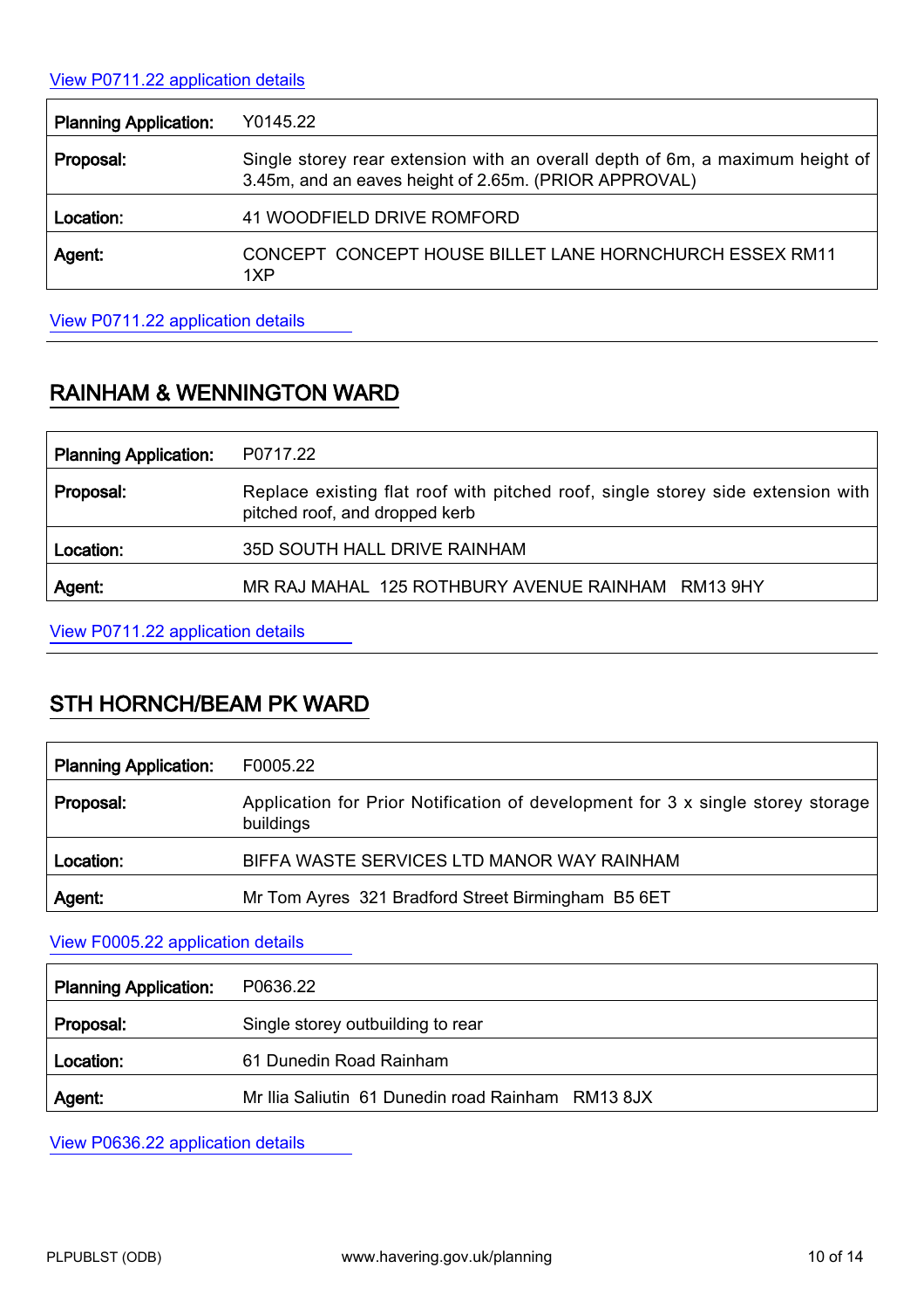View P0711.22 application details

| Planning Application: | Y0145.22 |
|---|---|
| Proposal: | Single storey rear extension with an overall depth of 6m, a maximum height of 3.45m, and an eaves height of 2.65m. (PRIOR APPROVAL) |
| Location: | 41 WOODFIELD DRIVE ROMFORD |
| Agent: | CONCEPT CONCEPT HOUSE BILLET LANE HORNCHURCH ESSEX RM11 1XP |

View P0711.22 application details

## RAINHAM & WENNINGTON WARD

| Planning Application: | P0717.22 |
|---|---|
| Proposal: | Replace existing flat roof with pitched roof, single storey side extension with pitched roof, and dropped kerb |
| Location: | 35D SOUTH HALL DRIVE RAINHAM |
| Agent: | MR RAJ MAHAL 125 ROTHBURY AVENUE RAINHAM RM13 9HY |

View P0711.22 application details

## STH HORNCH/BEAM PK WARD

| Planning Application: | F0005.22 |
|---|---|
| Proposal: | Application for Prior Notification of development for 3 x single storey storage buildings |
| Location: | BIFFA WASTE SERVICES LTD MANOR WAY RAINHAM |
| Agent: | Mr Tom Ayres 321 Bradford Street Birmingham B5 6ET |

View F0005.22 application details

| Planning Application: | P0636.22 |
|---|---|
| Proposal: | Single storey outbuilding to rear |
| Location: | 61 Dunedin Road Rainham |
| Agent: | Mr Ilia Saliutin 61 Dunedin road Rainham RM13 8JX |

View P0636.22 application details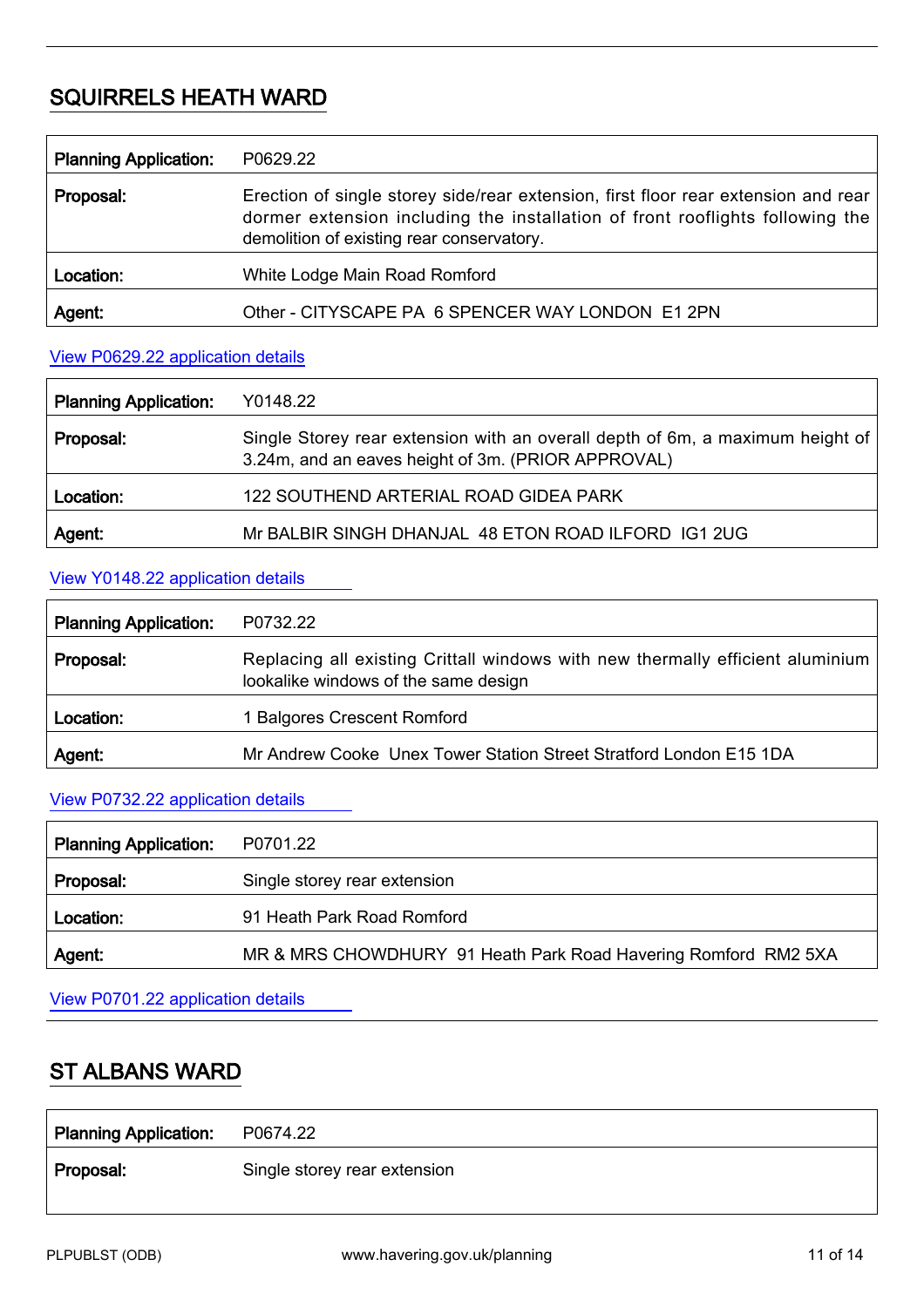## SQUIRRELS HEATH WARD

| | |
|---|---|
| **Planning Application:** | P0629.22 |
| **Proposal:** | Erection of single storey side/rear extension, first floor rear extension and rear dormer extension including the installation of front rooflights following the demolition of existing rear conservatory. |
| **Location:** | White Lodge Main Road Romford |
| **Agent:** | Other - CITYSCAPE PA 6 SPENCER WAY LONDON E1 2PN |

View P0629.22 application details

| | |
|---|---|
| **Planning Application:** | Y0148.22 |
| **Proposal:** | Single Storey rear extension with an overall depth of 6m, a maximum height of 3.24m, and an eaves height of 3m. (PRIOR APPROVAL) |
| **Location:** | 122 SOUTHEND ARTERIAL ROAD GIDEA PARK |
| **Agent:** | Mr BALBIR SINGH DHANJAL 48 ETON ROAD ILFORD IG1 2UG |

View Y0148.22 application details

| | |
|---|---|
| **Planning Application:** | P0732.22 |
| **Proposal:** | Replacing all existing Crittall windows with new thermally efficient aluminium lookalike windows of the same design |
| **Location:** | 1 Balgores Crescent Romford |
| **Agent:** | Mr Andrew Cooke Unex Tower Station Street Stratford London E15 1DA |

View P0732.22 application details

| | |
|---|---|
| **Planning Application:** | P0701.22 |
| **Proposal:** | Single storey rear extension |
| **Location:** | 91 Heath Park Road Romford |
| **Agent:** | MR & MRS CHOWDHURY 91 Heath Park Road Havering Romford RM2 5XA |

View P0701.22 application details

## ST ALBANS WARD

| | |
|---|---|
| **Planning Application:** | P0674.22 |
| **Proposal:** | Single storey rear extension |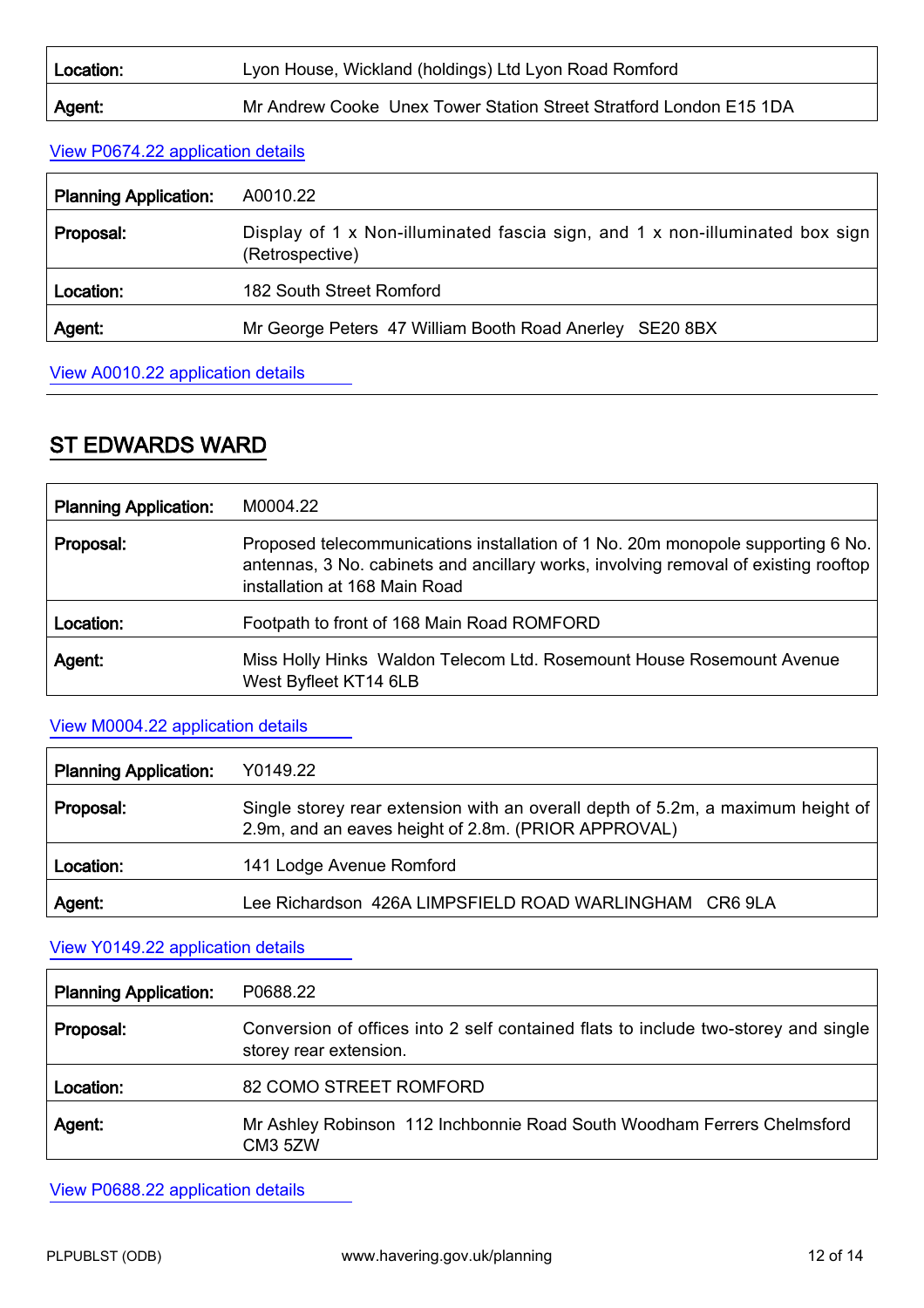| | |
|---|---|
| **Location:** | Lyon House, Wickland (holdings) Ltd Lyon Road Romford |
| **Agent:** | Mr Andrew Cooke Unex Tower Station Street Stratford London E15 1DA |

View P0674.22 application details

| | |
|---|---|
| **Planning Application:** | A0010.22 |
| **Proposal:** | Display of 1 x Non-illuminated fascia sign, and 1 x non-illuminated box sign (Retrospective) |
| **Location:** | 182 South Street Romford |
| **Agent:** | Mr George Peters 47 William Booth Road Anerley SE20 8BX |

View A0010.22 application details

## ST EDWARDS WARD

| | |
|---|---|
| **Planning Application:** | M0004.22 |
| **Proposal:** | Proposed telecommunications installation of 1 No. 20m monopole supporting 6 No. antennas, 3 No. cabinets and ancillary works, involving removal of existing rooftop installation at 168 Main Road |
| **Location:** | Footpath to front of 168 Main Road ROMFORD |
| **Agent:** | Miss Holly Hinks Waldon Telecom Ltd. Rosemount House Rosemount Avenue West Byfleet KT14 6LB |

View M0004.22 application details

| | |
|---|---|
| **Planning Application:** | Y0149.22 |
| **Proposal:** | Single storey rear extension with an overall depth of 5.2m, a maximum height of 2.9m, and an eaves height of 2.8m. (PRIOR APPROVAL) |
| **Location:** | 141 Lodge Avenue Romford |
| **Agent:** | Lee Richardson 426A LIMPSFIELD ROAD WARLINGHAM CR6 9LA |

View Y0149.22 application details

| | |
|---|---|
| **Planning Application:** | P0688.22 |
| **Proposal:** | Conversion of offices into 2 self contained flats to include two-storey and single storey rear extension. |
| **Location:** | 82 COMO STREET ROMFORD |
| **Agent:** | Mr Ashley Robinson 112 Inchbonnie Road South Woodham Ferrers Chelmsford CM3 5ZW |

View P0688.22 application details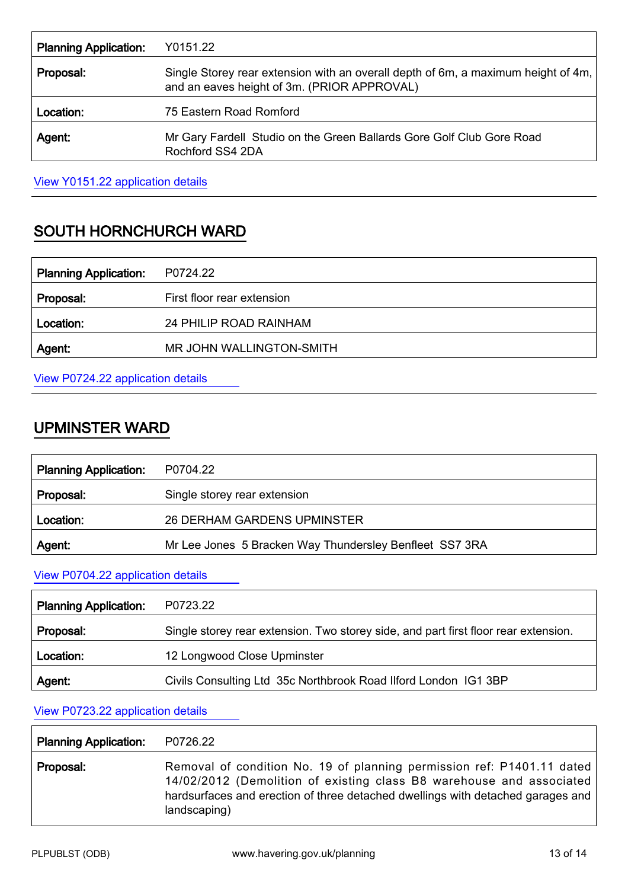| Planning Application: | Y0151.22 |
|---|---|
| Proposal: | Single Storey rear extension with an overall depth of 6m, a maximum height of 4m, and an eaves height of 3m. (PRIOR APPROVAL) |
| Location: | 75 Eastern Road Romford |
| Agent: | Mr Gary Fardell Studio on the Green Ballards Gore Golf Club Gore Road Rochford SS4 2DA |

View Y0151.22 application details

## SOUTH HORNCHURCH WARD

| Planning Application: | P0724.22 |
|---|---|
| Proposal: | First floor rear extension |
| Location: | 24 PHILIP ROAD RAINHAM |
| Agent: | MR JOHN WALLINGTON-SMITH |

View P0724.22 application details

## UPMINSTER WARD

| Planning Application: | P0704.22 |
|---|---|
| Proposal: | Single storey rear extension |
| Location: | 26 DERHAM GARDENS UPMINSTER |
| Agent: | Mr Lee Jones 5 Bracken Way Thundersley Benfleet SS7 3RA |

View P0704.22 application details

| Planning Application: | P0723.22 |
|---|---|
| Proposal: | Single storey rear extension. Two storey side, and part first floor rear extension. |
| Location: | 12 Longwood Close Upminster |
| Agent: | Civils Consulting Ltd 35c Northbrook Road Ilford London IG1 3BP |

View P0723.22 application details

| Planning Application: | P0726.22 |
|---|---|
| Proposal: | Removal of condition No. 19 of planning permission ref: P1401.11 dated 14/02/2012 (Demolition of existing class B8 warehouse and associated hardsurfaces and erection of three detached dwellings with detached garages and landscaping) |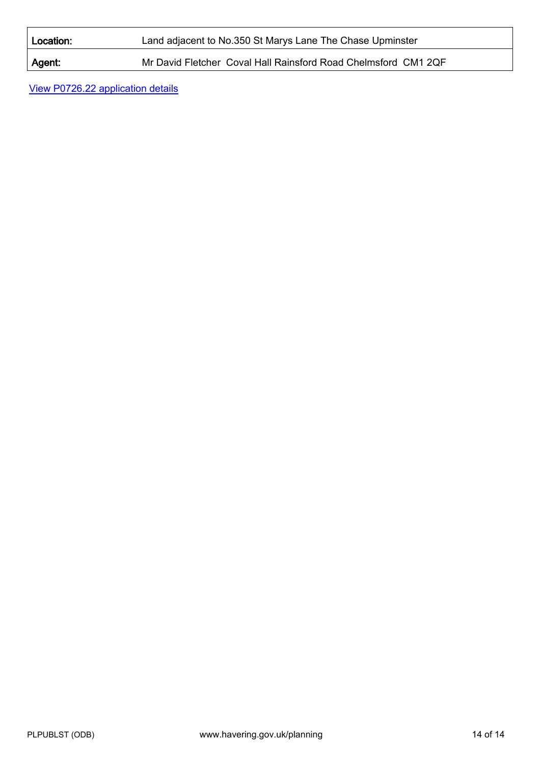| | |
|---|---|
| **Location:** | Land adjacent to No.350 St Marys Lane The Chase Upminster |
| **Agent:** | Mr David Fletcher Coval Hall Rainsford Road Chelmsford CM1 2QF |

View P0726.22 application details